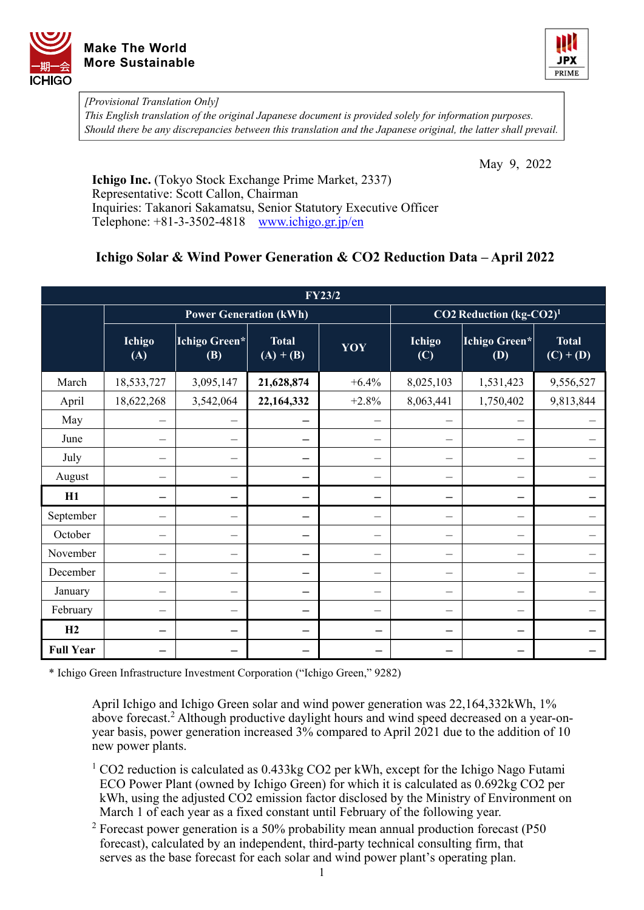Make The World More Sustainable

*[Provisional Translation Only]*
*This English translation of the original Japanese document is provided solely for information purposes. Should there be any discrepancies between this translation and the Japanese original, the latter shall prevail.*

May 9, 2022

**Ichigo Inc.** (Tokyo Stock Exchange Prime Market, 2337)
Representative: Scott Callon, Chairman
Inquiries: Takanori Sakamatsu, Senior Statutory Executive Officer
Telephone: +81-3-3502-4818 www.ichigo.gr.jp/en

## Ichigo Solar & Wind Power Generation & $CO_2$ Reduction Data – April 2022

| FY23/2 | | | | | | | |
|---|---|---|---|---|---|---|---|
| | Power Generation (kWh) | | | | $CO_2$ Reduction (kg-$CO_2$)[1] | | |
| | Ichigo (A) | Ichigo Green* (B) | Total (A) + (B) | YOY | Ichigo (C) | Ichigo Green* (D) | Total (C) + (D) |
| March | 18,533,727 | 3,095,147 | **21,628,874** | +6.4% | 8,025,103 | 1,531,423 | 9,556,527 |
| April | 18,622,268 | 3,542,064 | **22,164,332** | +2.8% | 8,063,441 | 1,750,402 | 9,813,844 |
| May | – | – | – | – | – | – | – |
| June | – | – | – | – | – | – | – |
| July | – | – | – | – | – | – | – |
| August | – | – | – | – | – | – | – |
| **H1** | – | – | – | – | – | – | – |
| September | – | – | – | – | – | – | – |
| October | – | – | – | – | – | – | – |
| November | – | – | – | – | – | – | – |
| December | – | – | – | – | – | – | – |
| January | – | – | – | – | – | – | – |
| February | – | – | – | – | – | – | – |
| **H2** | – | – | – | – | – | – | – |
| **Full Year** | – | – | – | – | – | – | – |

\* Ichigo Green Infrastructure Investment Corporation ("Ichigo Green," 9282)

April Ichigo and Ichigo Green solar and wind power generation was 22,164,332kWh, 1% above forecast.[2] Although productive daylight hours and wind speed decreased on a year-on-year basis, power generation increased 3% compared to April 2021 due to the addition of 10 new power plants.

[1] $CO_2$ reduction is calculated as 0.433kg $CO_2$ per kWh, except for the Ichigo Nago Futami ECO Power Plant (owned by Ichigo Green) for which it is calculated as 0.692kg $CO_2$ per kWh, using the adjusted $CO_2$ emission factor disclosed by the Ministry of Environment on March 1 of each year as a fixed constant until February of the following year.

[2] Forecast power generation is a 50% probability mean annual production forecast (P50 forecast), calculated by an independent, third-party technical consulting firm, that serves as the base forecast for each solar and wind power plant's operating plan.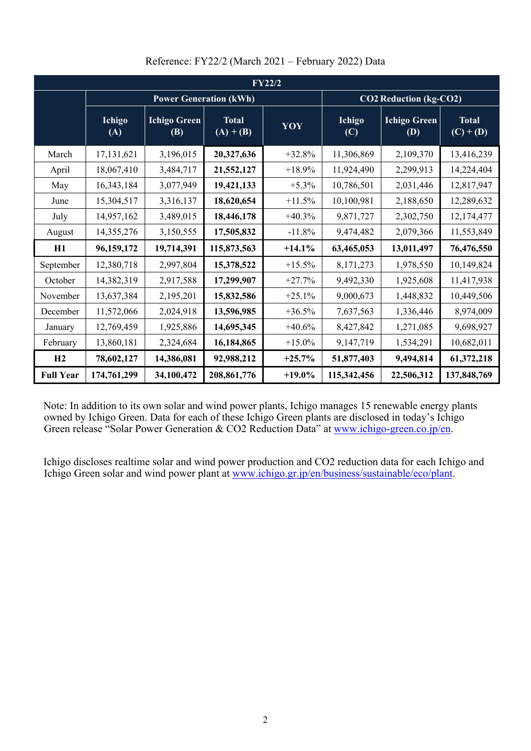Reference: FY22/2 (March 2021 – February 2022) Data

| FY22/2 | | | | | | | |
|---|---|---|---|---|---|---|---|
| | Power Generation (kWh) | | | | CO2 Reduction (kg-CO2) | | |
| | Ichigo (A) | Ichigo Green (B) | Total (A) + (B) | YOY | Ichigo (C) | Ichigo Green (D) | Total (C) + (D) |
| March | 17,131,621 | 3,196,015 | **20,327,636** | +32.8% | 11,306,869 | 2,109,370 | 13,416,239 |
| April | 18,067,410 | 3,484,717 | **21,552,127** | +18.9% | 11,924,490 | 2,299,913 | 14,224,404 |
| May | 16,343,184 | 3,077,949 | **19,421,133** | +5.3% | 10,786,501 | 2,031,446 | 12,817,947 |
| June | 15,304,517 | 3,316,137 | **18,620,654** | +11.5% | 10,100,981 | 2,188,650 | 12,289,632 |
| July | 14,957,162 | 3,489,015 | **18,446,178** | +40.3% | 9,871,727 | 2,302,750 | 12,174,477 |
| August | 14,355,276 | 3,150,555 | **17,505,832** | -11.8% | 9,474,482 | 2,079,366 | 11,553,849 |
| **H1** | **96,159,172** | **19,714,391** | **115,873,563** | **+14.1%** | **63,465,053** | **13,011,497** | **76,476,550** |
| September | 12,380,718 | 2,997,804 | **15,378,522** | +15.5% | 8,171,273 | 1,978,550 | 10,149,824 |
| October | 14,382,319 | 2,917,588 | **17,299,907** | +27.7% | 9,492,330 | 1,925,608 | 11,417,938 |
| November | 13,637,384 | 2,195,201 | **15,832,586** | +25.1% | 9,000,673 | 1,448,832 | 10,449,506 |
| December | 11,572,066 | 2,024,918 | **13,596,985** | +36.5% | 7,637,563 | 1,336,446 | 8,974,009 |
| January | 12,769,459 | 1,925,886 | **14,695,345** | +40.6% | 8,427,842 | 1,271,085 | 9,698,927 |
| February | 13,860,181 | 2,324,684 | **16,184,865** | +15.0% | 9,147,719 | 1,534,291 | 10,682,011 |
| **H2** | **78,602,127** | **14,386,081** | **92,988,212** | **+25.7%** | **51,877,403** | **9,494,814** | **61,372,218** |
| **Full Year** | **174,761,299** | **34,100,472** | **208,861,776** | **+19.0%** | **115,342,456** | **22,506,312** | **137,848,769** |

Note: In addition to its own solar and wind power plants, Ichigo manages 15 renewable energy plants owned by Ichigo Green. Data for each of these Ichigo Green plants are disclosed in today's Ichigo Green release "Solar Power Generation & CO2 Reduction Data" at www.ichigo-green.co.jp/en.

Ichigo discloses realtime solar and wind power production and CO2 reduction data for each Ichigo and Ichigo Green solar and wind power plant at www.ichigo.gr.jp/en/business/sustainable/eco/plant.